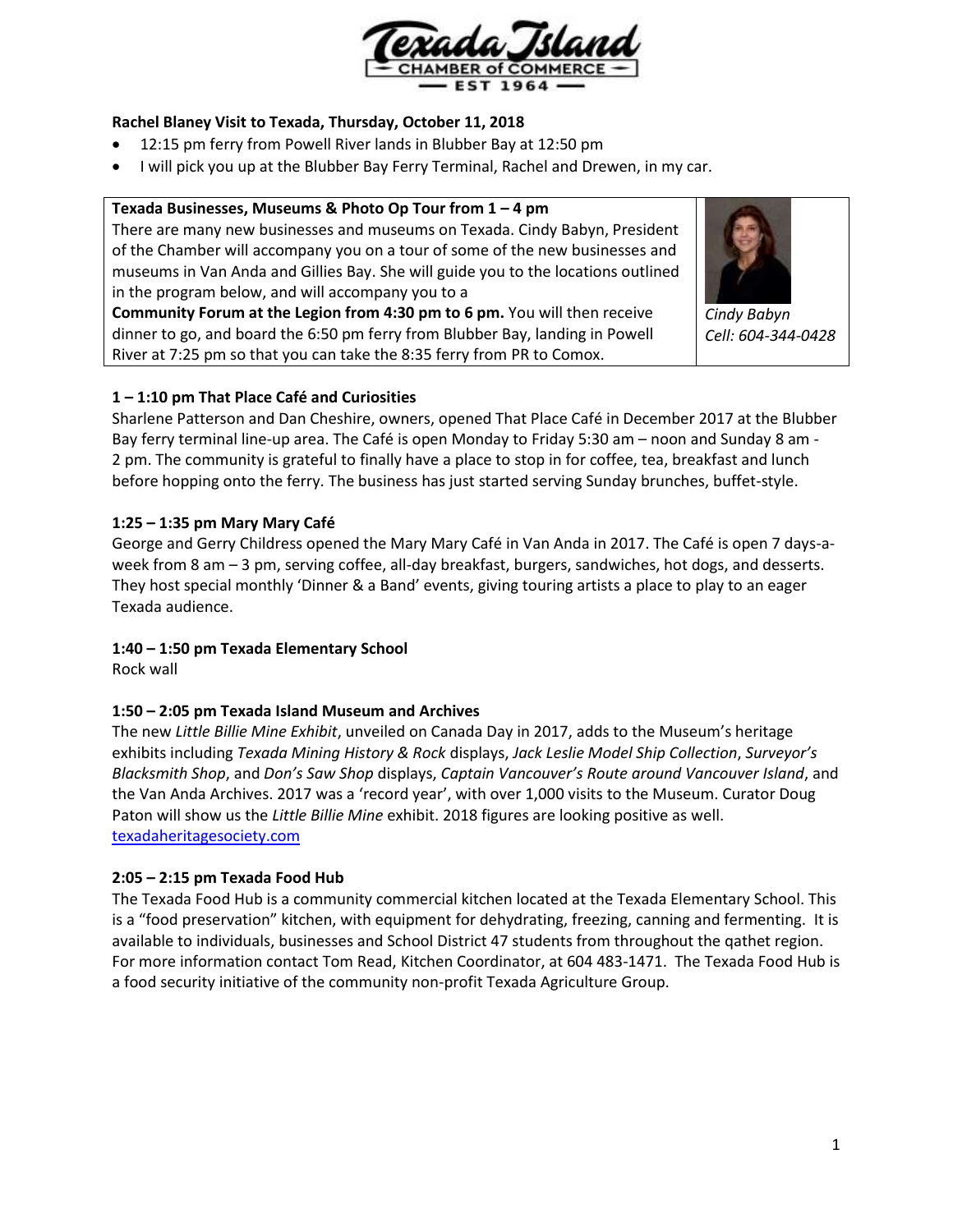Texada Island CHAMBER of COMMERCE EST 1964

**Rachel Blaney Visit to Texada, Thursday, October 11, 2018**

- 12:15 pm ferry from Powell River lands in Blubber Bay at 12:50 pm
- I will pick you up at the Blubber Bay Ferry Terminal, Rachel and Drewen, in my car.

**Texada Businesses, Museums & Photo Op Tour from 1 – 4 pm**

There are many new businesses and museums on Texada. Cindy Babyn, President of the Chamber will accompany you on a tour of some of the new businesses and museums in Van Anda and Gillies Bay. She will guide you to the locations outlined in the program below, and will accompany you to a **Community Forum at the Legion from 4:30 pm to 6 pm.** You will then receive dinner to go, and board the 6:50 pm ferry from Blubber Bay, landing in Powell River at 7:25 pm so that you can take the 8:35 ferry from PR to Comox.

*Cindy Babyn*
*Cell: 604-344-0428*

**1 – 1:10 pm That Place Café and Curiosities**

Sharlene Patterson and Dan Cheshire, owners, opened That Place Café in December 2017 at the Blubber Bay ferry terminal line-up area. The Café is open Monday to Friday 5:30 am – noon and Sunday 8 am - 2 pm. The community is grateful to finally have a place to stop in for coffee, tea, breakfast and lunch before hopping onto the ferry. The business has just started serving Sunday brunches, buffet-style.

**1:25 – 1:35 pm Mary Mary Café**

George and Gerry Childress opened the Mary Mary Café in Van Anda in 2017. The Café is open 7 days-a-week from 8 am – 3 pm, serving coffee, all-day breakfast, burgers, sandwiches, hot dogs, and desserts. They host special monthly 'Dinner & a Band' events, giving touring artists a place to play to an eager Texada audience.

**1:40 – 1:50 pm Texada Elementary School**

Rock wall

**1:50 – 2:05 pm Texada Island Museum and Archives**

The new *Little Billie Mine Exhibit*, unveiled on Canada Day in 2017, adds to the Museum's heritage exhibits including *Texada Mining History & Rock* displays, *Jack Leslie Model Ship Collection*, *Surveyor's Blacksmith Shop*, and *Don's Saw Shop* displays, *Captain Vancouver's Route around Vancouver Island*, and the Van Anda Archives. 2017 was a 'record year', with over 1,000 visits to the Museum. Curator Doug Paton will show us the *Little Billie Mine* exhibit. 2018 figures are looking positive as well.
texadaheritagesociety.com

**2:05 – 2:15 pm Texada Food Hub**

The Texada Food Hub is a community commercial kitchen located at the Texada Elementary School. This is a "food preservation" kitchen, with equipment for dehydrating, freezing, canning and fermenting. It is available to individuals, businesses and School District 47 students from throughout the qathet region. For more information contact Tom Read, Kitchen Coordinator, at 604 483-1471. The Texada Food Hub is a food security initiative of the community non-profit Texada Agriculture Group.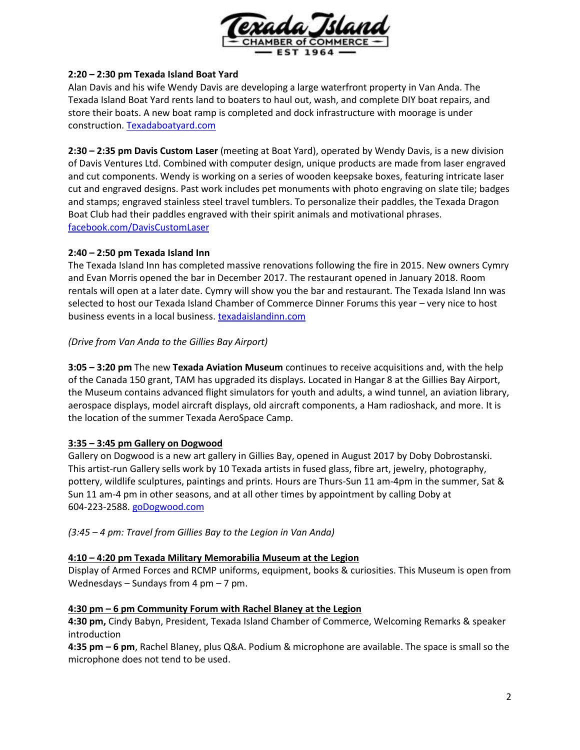**2:20 – 2:30 pm Texada Island Boat Yard**
Alan Davis and his wife Wendy Davis are developing a large waterfront property in Van Anda. The Texada Island Boat Yard rents land to boaters to haul out, wash, and complete DIY boat repairs, and store their boats. A new boat ramp is completed and dock infrastructure with moorage is under construction. [Texadaboatyard.com](Texadaboatyard.com)

**2:30 – 2:35 pm Davis Custom Laser** (meeting at Boat Yard), operated by Wendy Davis, is a new division of Davis Ventures Ltd. Combined with computer design, unique products are made from laser engraved and cut components. Wendy is working on a series of wooden keepsake boxes, featuring intricate laser cut and engraved designs. Past work includes pet monuments with photo engraving on slate tile; badges and stamps; engraved stainless steel travel tumblers. To personalize their paddles, the Texada Dragon Boat Club had their paddles engraved with their spirit animals and motivational phrases. [facebook.com/DavisCustomLaser](facebook.com/DavisCustomLaser)

**2:40 – 2:50 pm Texada Island Inn**
The Texada Island Inn has completed massive renovations following the fire in 2015. New owners Cymry and Evan Morris opened the bar in December 2017. The restaurant opened in January 2018. Room rentals will open at a later date. Cymry will show you the bar and restaurant. The Texada Island Inn was selected to host our Texada Island Chamber of Commerce Dinner Forums this year – very nice to host business events in a local business. [texadaislandinn.com](texadaislandinn.com)

*(Drive from Van Anda to the Gillies Bay Airport)*

**3:05 – 3:20 pm** The new **Texada Aviation Museum** continues to receive acquisitions and, with the help of the Canada 150 grant, TAM has upgraded its displays. Located in Hangar 8 at the Gillies Bay Airport, the Museum contains advanced flight simulators for youth and adults, a wind tunnel, an aviation library, aerospace displays, model aircraft displays, old aircraft components, a Ham radioshack, and more. It is the location of the summer Texada AeroSpace Camp.

**3:35 – 3:45 pm Gallery on Dogwood**
Gallery on Dogwood is a new art gallery in Gillies Bay, opened in August 2017 by Doby Dobrostanski. This artist-run Gallery sells work by 10 Texada artists in fused glass, fibre art, jewelry, photography, pottery, wildlife sculptures, paintings and prints. Hours are Thurs-Sun 11 am-4pm in the summer, Sat & Sun 11 am-4 pm in other seasons, and at all other times by appointment by calling Doby at 604-223-2588. [goDogwood.com](goDogwood.com)

*(3:45 – 4 pm: Travel from Gillies Bay to the Legion in Van Anda)*

**4:10 – 4:20 pm Texada Military Memorabilia Museum at the Legion**
Display of Armed Forces and RCMP uniforms, equipment, books & curiosities. This Museum is open from Wednesdays – Sundays from 4 pm – 7 pm.

**4:30 pm – 6 pm Community Forum with Rachel Blaney at the Legion**
**4:30 pm,** Cindy Babyn, President, Texada Island Chamber of Commerce, Welcoming Remarks & speaker introduction
**4:35 pm – 6 pm**, Rachel Blaney, plus Q&A. Podium & microphone are available. The space is small so the microphone does not tend to be used.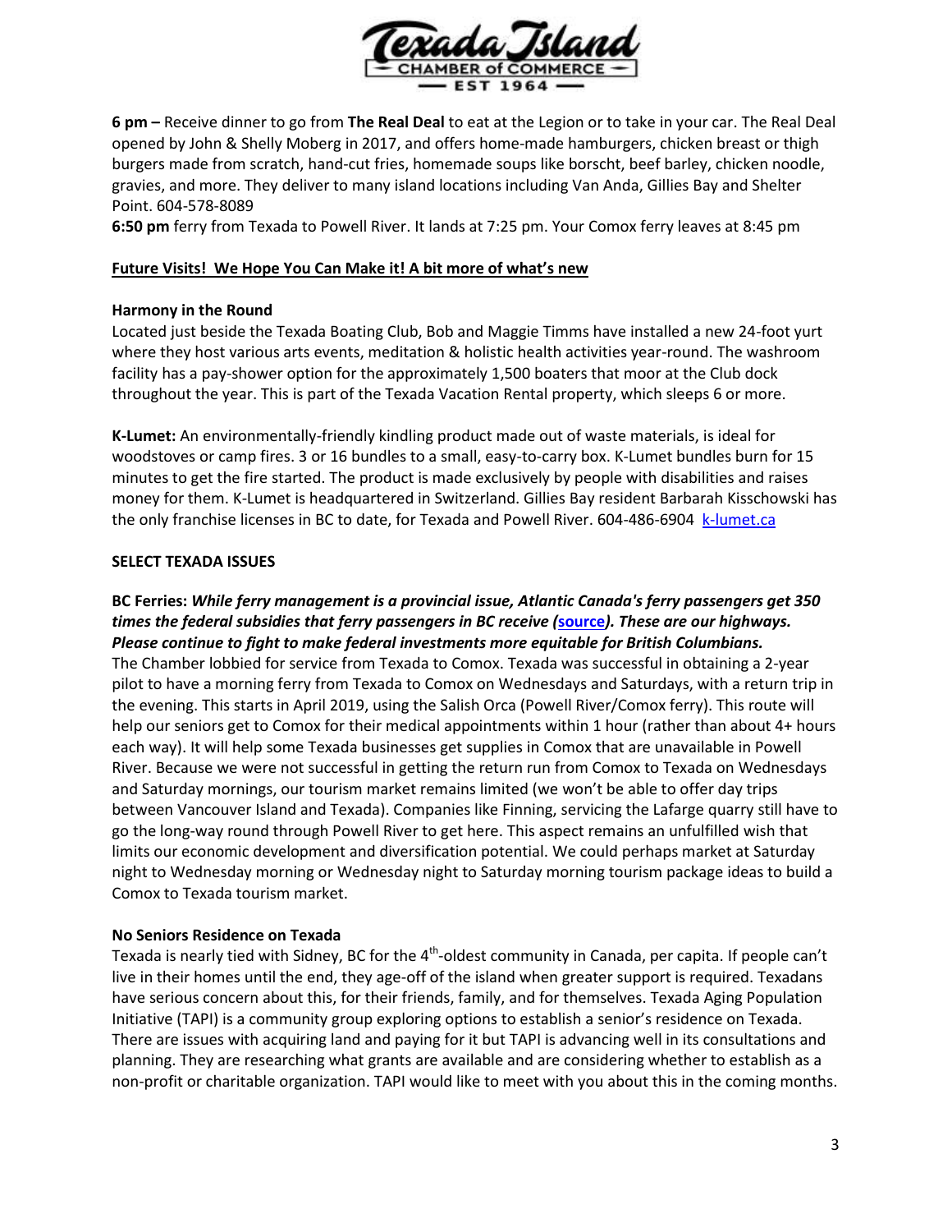**6 pm –** Receive dinner to go from **The Real Deal** to eat at the Legion or to take in your car. The Real Deal opened by John & Shelly Moberg in 2017, and offers home-made hamburgers, chicken breast or thigh burgers made from scratch, hand-cut fries, homemade soups like borscht, beef barley, chicken noodle, gravies, and more. They deliver to many island locations including Van Anda, Gillies Bay and Shelter Point. 604-578-8089

**6:50 pm** ferry from Texada to Powell River. It lands at 7:25 pm. Your Comox ferry leaves at 8:45 pm

**Future Visits! We Hope You Can Make it! A bit more of what's new**

**Harmony in the Round**

Located just beside the Texada Boating Club, Bob and Maggie Timms have installed a new 24-foot yurt where they host various arts events, meditation & holistic health activities year-round. The washroom facility has a pay-shower option for the approximately 1,500 boaters that moor at the Club dock throughout the year. This is part of the Texada Vacation Rental property, which sleeps 6 or more.

**K-Lumet:** An environmentally-friendly kindling product made out of waste materials, is ideal for woodstoves or camp fires. 3 or 16 bundles to a small, easy-to-carry box. K-Lumet bundles burn for 15 minutes to get the fire started. The product is made exclusively by people with disabilities and raises money for them. K-Lumet is headquartered in Switzerland. Gillies Bay resident Barbarah Kisschowski has the only franchise licenses in BC to date, for Texada and Powell River. 604-486-6904 [k-lumet.ca](k-lumet.ca)

**SELECT TEXADA ISSUES**

**BC Ferries:** ***While ferry management is a provincial issue, Atlantic Canada's ferry passengers get 350 times the federal subsidies that ferry passengers in BC receive (source). These are our highways. Please continue to fight to make federal investments more equitable for British Columbians.***

The Chamber lobbied for service from Texada to Comox. Texada was successful in obtaining a 2-year pilot to have a morning ferry from Texada to Comox on Wednesdays and Saturdays, with a return trip in the evening. This starts in April 2019, using the Salish Orca (Powell River/Comox ferry). This route will help our seniors get to Comox for their medical appointments within 1 hour (rather than about 4+ hours each way). It will help some Texada businesses get supplies in Comox that are unavailable in Powell River. Because we were not successful in getting the return run from Comox to Texada on Wednesdays and Saturday mornings, our tourism market remains limited (we won't be able to offer day trips between Vancouver Island and Texada). Companies like Finning, servicing the Lafarge quarry still have to go the long-way round through Powell River to get here. This aspect remains an unfulfilled wish that limits our economic development and diversification potential. We could perhaps market at Saturday night to Wednesday morning or Wednesday night to Saturday morning tourism package ideas to build a Comox to Texada tourism market.

**No Seniors Residence on Texada**

Texada is nearly tied with Sidney, BC for the 4th-oldest community in Canada, per capita. If people can't live in their homes until the end, they age-off of the island when greater support is required. Texadans have serious concern about this, for their friends, family, and for themselves. Texada Aging Population Initiative (TAPI) is a community group exploring options to establish a senior's residence on Texada. There are issues with acquiring land and paying for it but TAPI is advancing well in its consultations and planning. They are researching what grants are available and are considering whether to establish as a non-profit or charitable organization. TAPI would like to meet with you about this in the coming months.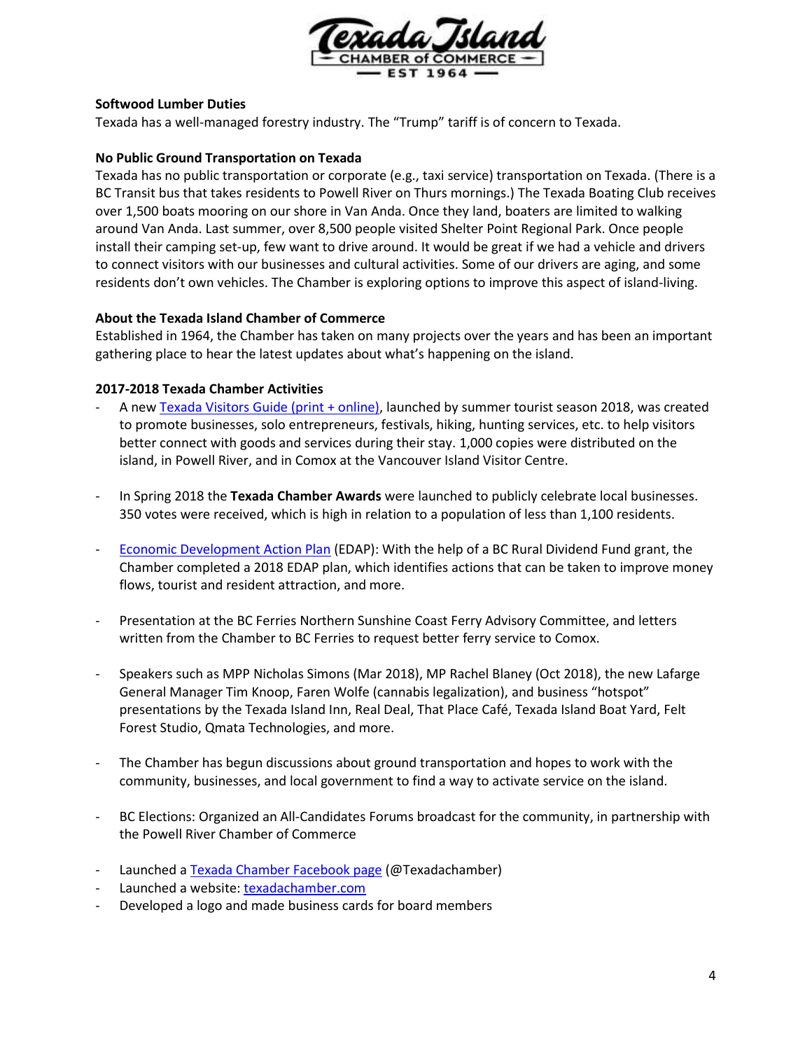**Softwood Lumber Duties**

Texada has a well-managed forestry industry. The "Trump" tariff is of concern to Texada.

**No Public Ground Transportation on Texada**

Texada has no public transportation or corporate (e.g., taxi service) transportation on Texada. (There is a BC Transit bus that takes residents to Powell River on Thurs mornings.) The Texada Boating Club receives over 1,500 boats mooring on our shore in Van Anda. Once they land, boaters are limited to walking around Van Anda. Last summer, over 8,500 people visited Shelter Point Regional Park. Once people install their camping set-up, few want to drive around. It would be great if we had a vehicle and drivers to connect visitors with our businesses and cultural activities. Some of our drivers are aging, and some residents don't own vehicles. The Chamber is exploring options to improve this aspect of island-living.

**About the Texada Island Chamber of Commerce**

Established in 1964, the Chamber has taken on many projects over the years and has been an important gathering place to hear the latest updates about what's happening on the island.

**2017-2018 Texada Chamber Activities**

- A new Texada Visitors Guide (print + online), launched by summer tourist season 2018, was created to promote businesses, solo entrepreneurs, festivals, hiking, hunting services, etc. to help visitors better connect with goods and services during their stay. 1,000 copies were distributed on the island, in Powell River, and in Comox at the Vancouver Island Visitor Centre.

- In Spring 2018 the **Texada Chamber Awards** were launched to publicly celebrate local businesses. 350 votes were received, which is high in relation to a population of less than 1,100 residents.

- Economic Development Action Plan (EDAP): With the help of a BC Rural Dividend Fund grant, the Chamber completed a 2018 EDAP plan, which identifies actions that can be taken to improve money flows, tourist and resident attraction, and more.

- Presentation at the BC Ferries Northern Sunshine Coast Ferry Advisory Committee, and letters written from the Chamber to BC Ferries to request better ferry service to Comox.

- Speakers such as MPP Nicholas Simons (Mar 2018), MP Rachel Blaney (Oct 2018), the new Lafarge General Manager Tim Knoop, Faren Wolfe (cannabis legalization), and business "hotspot" presentations by the Texada Island Inn, Real Deal, That Place Café, Texada Island Boat Yard, Felt Forest Studio, Qmata Technologies, and more.

- The Chamber has begun discussions about ground transportation and hopes to work with the community, businesses, and local government to find a way to activate service on the island.

- BC Elections: Organized an All-Candidates Forums broadcast for the community, in partnership with the Powell River Chamber of Commerce

- Launched a Texada Chamber Facebook page (@Texadachamber)
- Launched a website: texadachamber.com
- Developed a logo and made business cards for board members